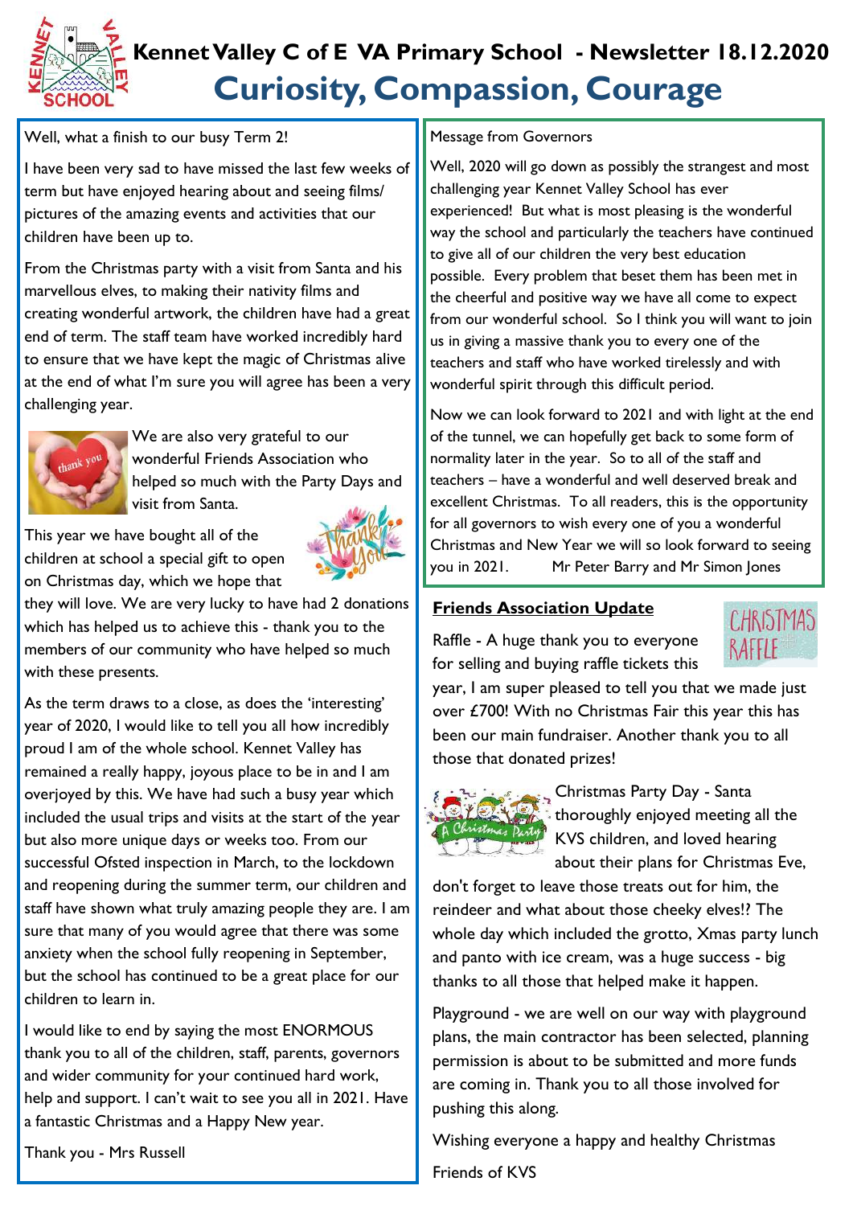# Kennet Valley C of E VA Primary School - Newsletter 18.12.2020

## Curiosity, Compassion, Courage

Well, what a finish to our busy Term 2!

I have been very sad to have missed the last few weeks of term but have enjoyed hearing about and seeing films/ pictures of the amazing events and activities that our children have been up to.

From the Christmas party with a visit from Santa and his marvellous elves, to making their nativity films and creating wonderful artwork, the children have had a great end of term. The staff team have worked incredibly hard to ensure that we have kept the magic of Christmas alive at the end of what I'm sure you will agree has been a very challenging year.

We are also very grateful to our wonderful Friends Association who helped so much with the Party Days and visit from Santa.

This year we have bought all of the children at school a special gift to open on Christmas day, which we hope that they will love. We are very lucky to have had 2 donations which has helped us to achieve this - thank you to the members of our community who have helped so much with these presents.

As the term draws to a close, as does the 'interesting' year of 2020, I would like to tell you all how incredibly proud I am of the whole school. Kennet Valley has remained a really happy, joyous place to be in and I am overjoyed by this. We have had such a busy year which included the usual trips and visits at the start of the year but also more unique days or weeks too. From our successful Ofsted inspection in March, to the lockdown and reopening during the summer term, our children and staff have shown what truly amazing people they are. I am sure that many of you would agree that there was some anxiety when the school fully reopening in September, but the school has continued to be a great place for our children to learn in.

I would like to end by saying the most ENORMOUS thank you to all of the children, staff, parents, governors and wider community for your continued hard work, help and support. I can't wait to see you all in 2021. Have a fantastic Christmas and a Happy New year.

Thank you - Mrs Russell

Message from Governors

Well, 2020 will go down as possibly the strangest and most challenging year Kennet Valley School has ever experienced! But what is most pleasing is the wonderful way the school and particularly the teachers have continued to give all of our children the very best education possible. Every problem that beset them has been met in the cheerful and positive way we have all come to expect from our wonderful school. So I think you will want to join us in giving a massive thank you to every one of the teachers and staff who have worked tirelessly and with wonderful spirit through this difficult period.

Now we can look forward to 2021 and with light at the end of the tunnel, we can hopefully get back to some form of normality later in the year. So to all of the staff and teachers – have a wonderful and well deserved break and excellent Christmas. To all readers, this is the opportunity for all governors to wish every one of you a wonderful Christmas and New Year we will so look forward to seeing you in 2021. Mr Peter Barry and Mr Simon Jones

**Friends Association Update**

Raffle - A huge thank you to everyone for selling and buying raffle tickets this year, I am super pleased to tell you that we made just over £700! With no Christmas Fair this year this has been our main fundraiser. Another thank you to all those that donated prizes!

Christmas Party Day - Santa thoroughly enjoyed meeting all the KVS children, and loved hearing about their plans for Christmas Eve, don't forget to leave those treats out for him, the reindeer and what about those cheeky elves!? The whole day which included the grotto, Xmas party lunch and panto with ice cream, was a huge success - big thanks to all those that helped make it happen.

Playground - we are well on our way with playground plans, the main contractor has been selected, planning permission is about to be submitted and more funds are coming in. Thank you to all those involved for pushing this along.

Wishing everyone a happy and healthy Christmas

Friends of KVS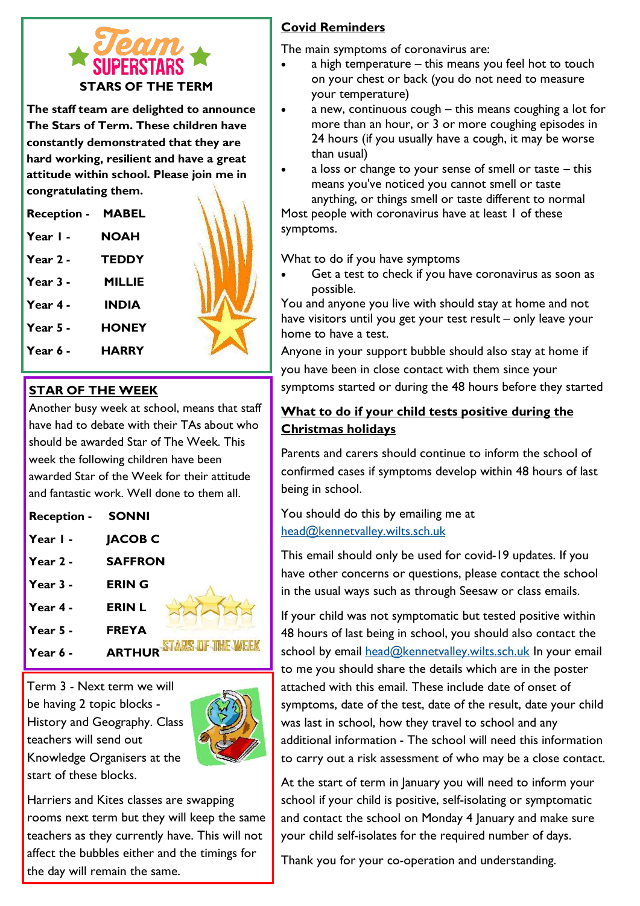## Team SUPERSTARS

### STARS OF THE TERM

**The staff team are delighted to announce The Stars of Term. These children have constantly demonstrated that they are hard working, resilient and have a great attitude within school. Please join me in congratulating them.**

| | |
|---|---|
| **Reception -** | **MABEL** |
| **Year 1 -** | **NOAH** |
| **Year 2 -** | **TEDDY** |
| **Year 3 -** | **MILLIE** |
| **Year 4 -** | **INDIA** |
| **Year 5 -** | **HONEY** |
| **Year 6 -** | **HARRY** |

### STAR OF THE WEEK

Another busy week at school, means that staff have had to debate with their TAs about who should be awarded Star of The Week. This week the following children have been awarded Star of the Week for their attitude and fantastic work. Well done to them all.

| | |
|---|---|
| **Reception -** | **SONNI** |
| **Year 1 -** | **JACOB C** |
| **Year 2 -** | **SAFFRON** |
| **Year 3 -** | **ERIN G** |
| **Year 4 -** | **ERIN L** |
| **Year 5 -** | **FREYA** |
| **Year 6 -** | **ARTHUR** |

STARS OF THE WEEK

Term 3 - Next term we will be having 2 topic blocks - History and Geography. Class teachers will send out Knowledge Organisers at the start of these blocks.

Harriers and Kites classes are swapping rooms next term but they will keep the same teachers as they currently have. This will not affect the bubbles either and the timings for the day will remain the same.

### Covid Reminders

The main symptoms of coronavirus are:

- a high temperature – this means you feel hot to touch on your chest or back (you do not need to measure your temperature)
- a new, continuous cough – this means coughing a lot for more than an hour, or 3 or more coughing episodes in 24 hours (if you usually have a cough, it may be worse than usual)
- a loss or change to your sense of smell or taste – this means you've noticed you cannot smell or taste anything, or things smell or taste different to normal

Most people with coronavirus have at least 1 of these symptoms.

What to do if you have symptoms

- Get a test to check if you have coronavirus as soon as possible.

You and anyone you live with should stay at home and not have visitors until you get your test result – only leave your home to have a test.

Anyone in your support bubble should also stay at home if you have been in close contact with them since your symptoms started or during the 48 hours before they started

### What to do if your child tests positive during the Christmas holidays

Parents and carers should continue to inform the school of confirmed cases if symptoms develop within 48 hours of last being in school.

You should do this by emailing me at head@kennetvalley.wilts.sch.uk

This email should only be used for covid-19 updates. If you have other concerns or questions, please contact the school in the usual ways such as through Seesaw or class emails.

If your child was not symptomatic but tested positive within 48 hours of last being in school, you should also contact the school by email head@kennetvalley.wilts.sch.uk In your email to me you should share the details which are in the poster attached with this email. These include date of onset of symptoms, date of the test, date of the result, date your child was last in school, how they travel to school and any additional information - The school will need this information to carry out a risk assessment of who may be a close contact.

At the start of term in January you will need to inform your school if your child is positive, self-isolating or symptomatic and contact the school on Monday 4 January and make sure your child self-isolates for the required number of days.

Thank you for your co-operation and understanding.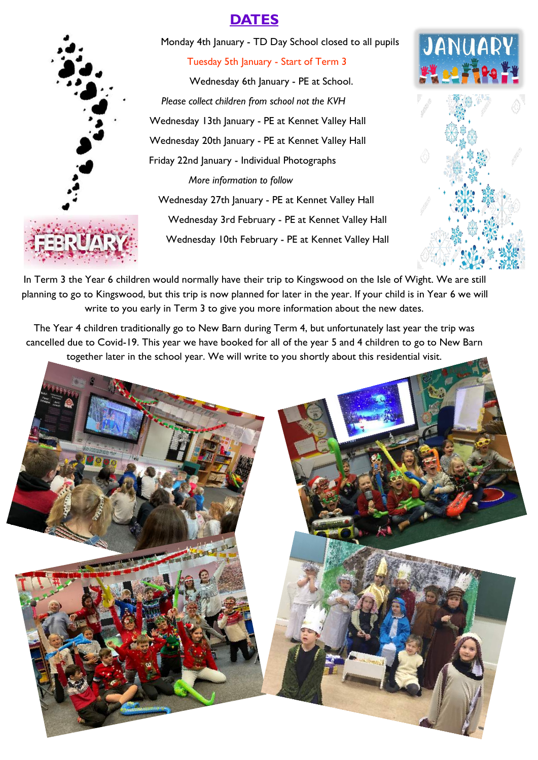## DATES

Monday 4th January - TD Day School closed to all pupils

Tuesday 5th January - Start of Term 3

Wednesday 6th January - PE at School.

*Please collect children from school not the KVH*

Wednesday 13th January - PE at Kennet Valley Hall

Wednesday 20th January - PE at Kennet Valley Hall

Friday 22nd January - Individual Photographs

*More information to follow*

Wednesday 27th January - PE at Kennet Valley Hall

Wednesday 3rd February - PE at Kennet Valley Hall

Wednesday 10th February - PE at Kennet Valley Hall

In Term 3 the Year 6 children would normally have their trip to Kingswood on the Isle of Wight. We are still planning to go to Kingswood, but this trip is now planned for later in the year. If your child is in Year 6 we will write to you early in Term 3 to give you more information about the new dates.

The Year 4 children traditionally go to New Barn during Term 4, but unfortunately last year the trip was cancelled due to Covid-19. This year we have booked for all of the year 5 and 4 children to go to New Barn together later in the school year. We will write to you shortly about this residential visit.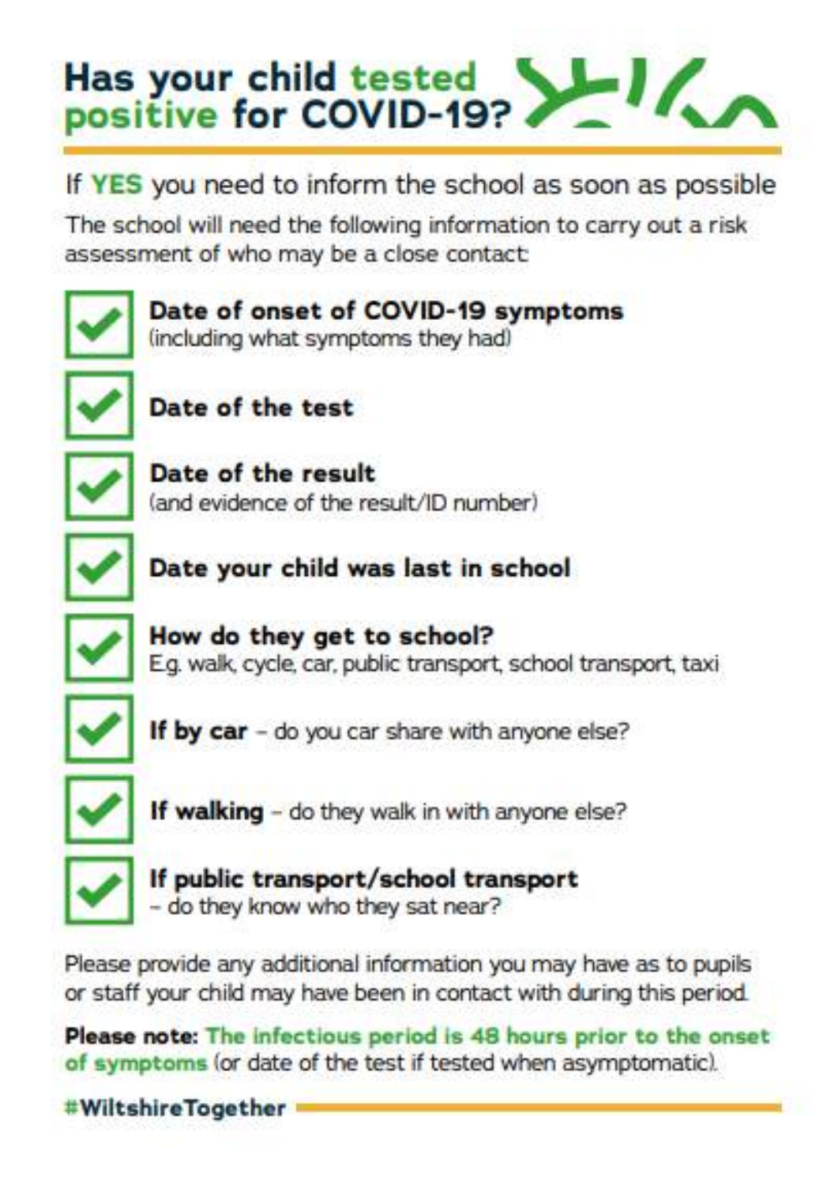# Has your child tested positive for COVID-19?

If **YES** you need to inform the school as soon as possible

The school will need the following information to carry out a risk assessment of who may be a close contact:

- ✔ **Date of onset of COVID-19 symptoms** (including what symptoms they had)
- ✔ **Date of the test**
- ✔ **Date of the result** (and evidence of the result/ID number)
- ✔ **Date your child was last in school**
- ✔ **How do they get to school?** E.g. walk, cycle, car, public transport, school transport, taxi
- ✔ **If by car** – do you car share with anyone else?
- ✔ **If walking** – do they walk in with anyone else?
- ✔ **If public transport/school transport** – do they know who they sat near?

Please provide any additional information you may have as to pupils or staff your child may have been in contact with during this period.

**Please note:** **The infectious period is 48 hours prior to the onset of symptoms** (or date of the test if tested when asymptomatic).

**#WiltshireTogether**